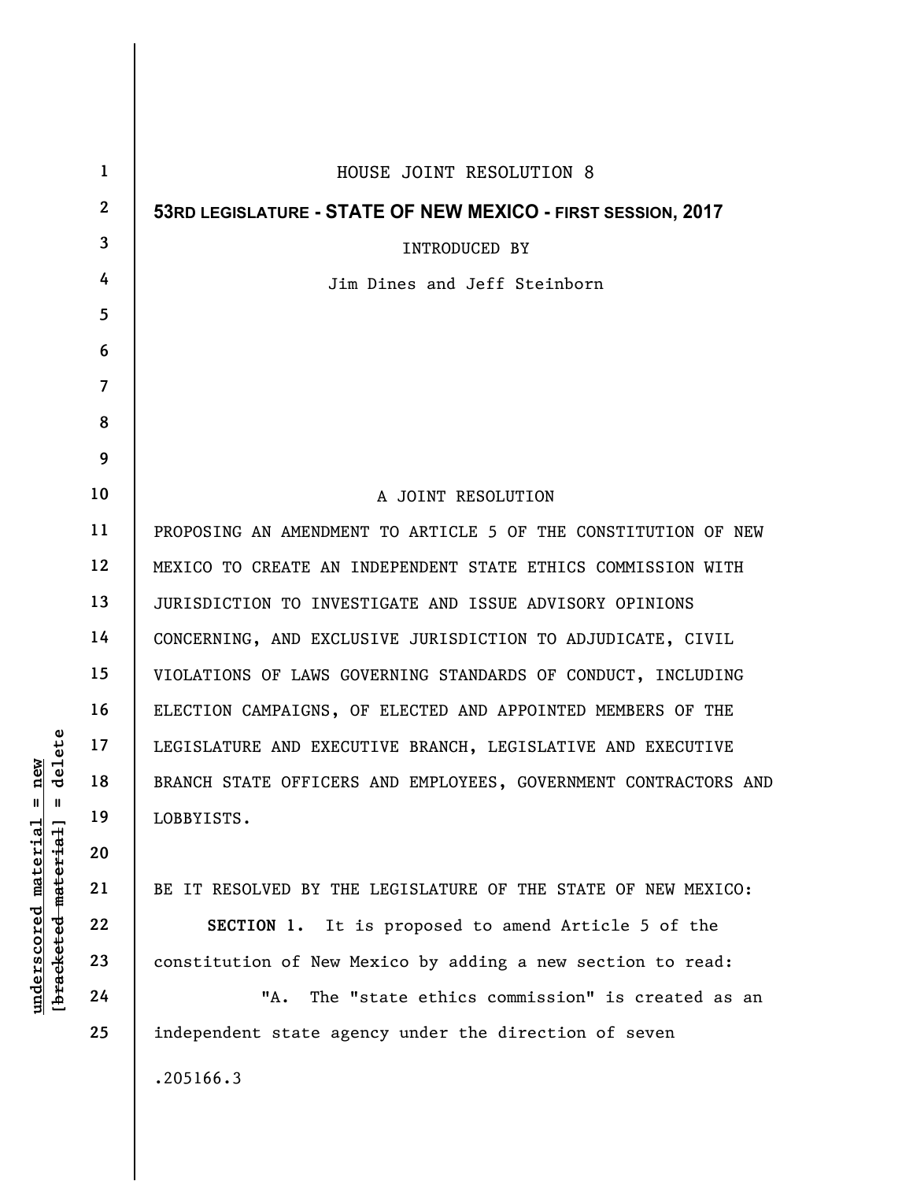HOUSE JOINT RESOLUTION 8

**53RD LEGISLATURE - STATE OF NEW MEXICO - FIRST SESSION, 2017**

INTRODUCED BY

Jim Dines and Jeff Steinborn

A JOINT RESOLUTION

PROPOSING AN AMENDMENT TO ARTICLE 5 OF THE CONSTITUTION OF NEW MEXICO TO CREATE AN INDEPENDENT STATE ETHICS COMMISSION WITH JURISDICTION TO INVESTIGATE AND ISSUE ADVISORY OPINIONS CONCERNING, AND EXCLUSIVE JURISDICTION TO ADJUDICATE, CIVIL VIOLATIONS OF LAWS GOVERNING STANDARDS OF CONDUCT, INCLUDING ELECTION CAMPAIGNS, OF ELECTED AND APPOINTED MEMBERS OF THE LEGISLATURE AND EXECUTIVE BRANCH, LEGISLATIVE AND EXECUTIVE BRANCH STATE OFFICERS AND EMPLOYEES, GOVERNMENT CONTRACTORS AND LOBBYISTS.

BE IT RESOLVED BY THE LEGISLATURE OF THE STATE OF NEW MEXICO:

**SECTION 1.** It is proposed to amend Article 5 of the constitution of New Mexico by adding a new section to read:

"A. The "state ethics commission" is created as an independent state agency under the direction of seven

.205166.3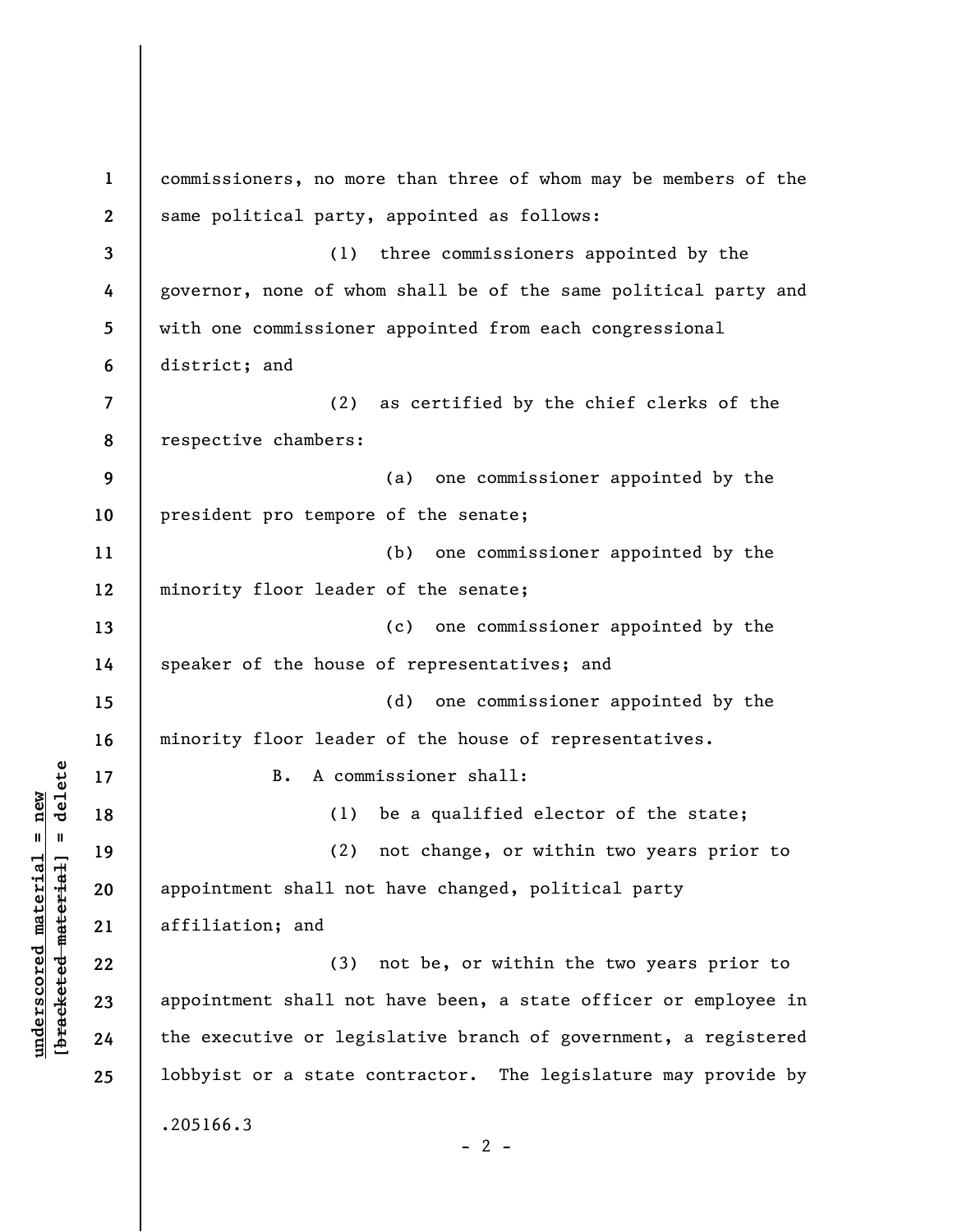commissioners, no more than three of whom may be members of the same political party, appointed as follows:

(1) three commissioners appointed by the governor, none of whom shall be of the same political party and with one commissioner appointed from each congressional district; and

(2) as certified by the chief clerks of the respective chambers:

(a) one commissioner appointed by the president pro tempore of the senate;

(b) one commissioner appointed by the minority floor leader of the senate;

(c) one commissioner appointed by the speaker of the house of representatives; and

(d) one commissioner appointed by the minority floor leader of the house of representatives.

B. A commissioner shall:

(1) be a qualified elector of the state;

(2) not change, or within two years prior to appointment shall not have changed, political party affiliation; and

(3) not be, or within the two years prior to appointment shall not have been, a state officer or employee in the executive or legislative branch of government, a registered lobbyist or a state contractor. The legislature may provide by

.205166.3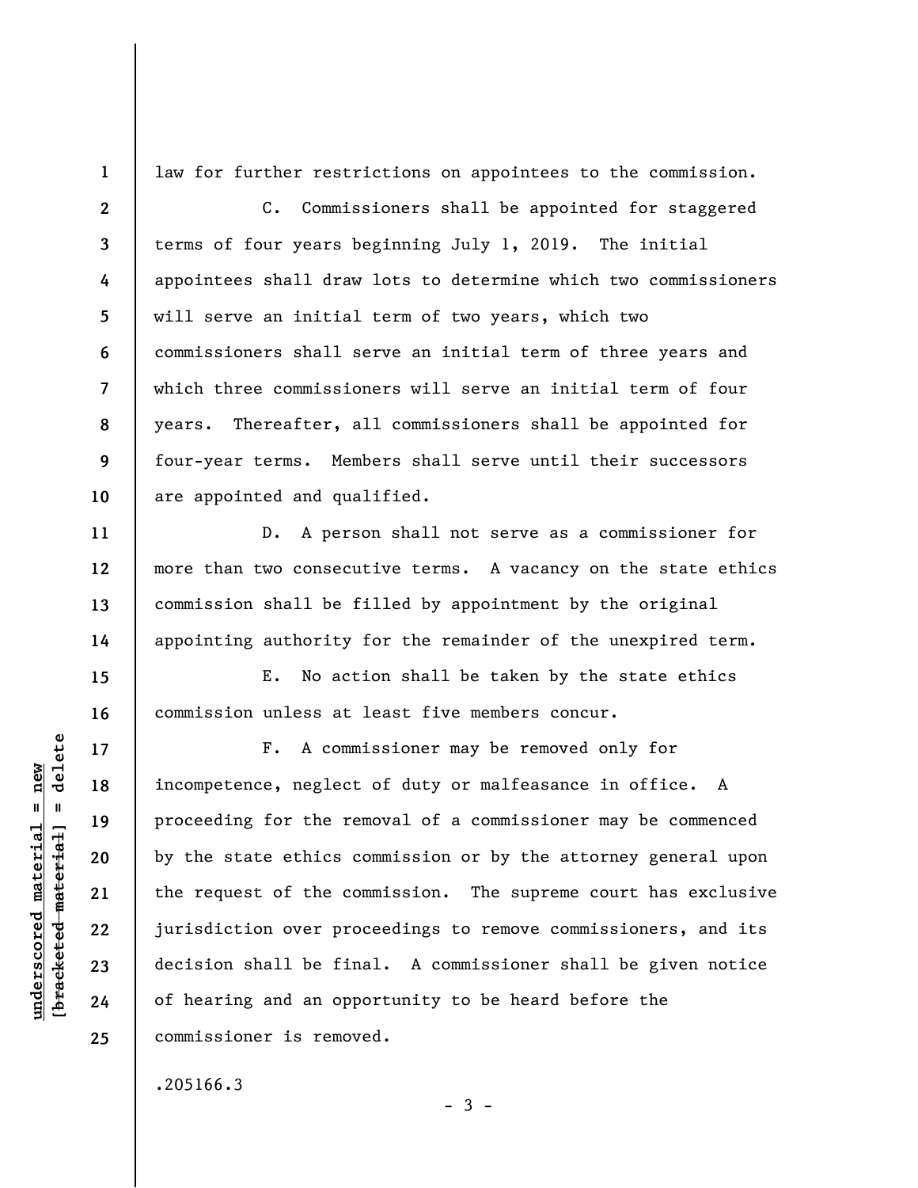law for further restrictions on appointees to the commission.

C. Commissioners shall be appointed for staggered terms of four years beginning July 1, 2019. The initial appointees shall draw lots to determine which two commissioners will serve an initial term of two years, which two commissioners shall serve an initial term of three years and which three commissioners will serve an initial term of four years. Thereafter, all commissioners shall be appointed for four-year terms. Members shall serve until their successors are appointed and qualified.

D. A person shall not serve as a commissioner for more than two consecutive terms. A vacancy on the state ethics commission shall be filled by appointment by the original appointing authority for the remainder of the unexpired term.

E. No action shall be taken by the state ethics commission unless at least five members concur.

F. A commissioner may be removed only for incompetence, neglect of duty or malfeasance in office. A proceeding for the removal of a commissioner may be commenced by the state ethics commission or by the attorney general upon the request of the commission. The supreme court has exclusive jurisdiction over proceedings to remove commissioners, and its decision shall be final. A commissioner shall be given notice of hearing and an opportunity to be heard before the commissioner is removed.

.205166.3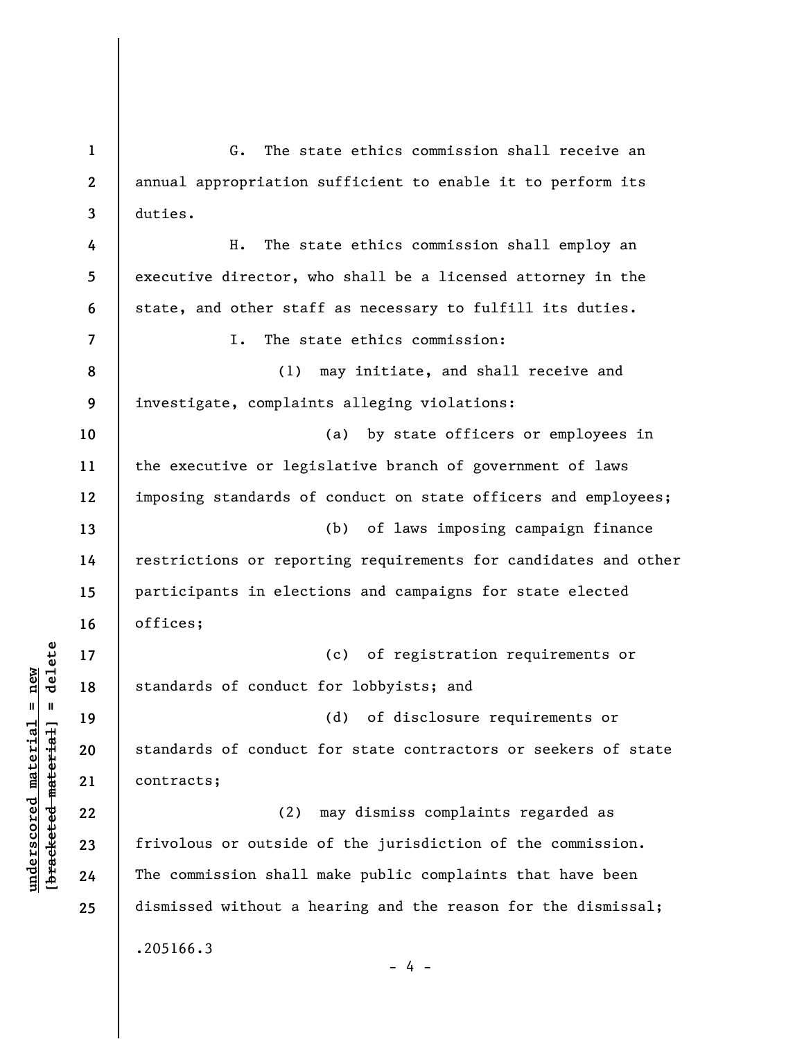G. The state ethics commission shall receive an annual appropriation sufficient to enable it to perform its duties.

H. The state ethics commission shall employ an executive director, who shall be a licensed attorney in the state, and other staff as necessary to fulfill its duties.

I. The state ethics commission:

(1) may initiate, and shall receive and investigate, complaints alleging violations:

(a) by state officers or employees in the executive or legislative branch of government of laws imposing standards of conduct on state officers and employees;

(b) of laws imposing campaign finance restrictions or reporting requirements for candidates and other participants in elections and campaigns for state elected offices;

(c) of registration requirements or standards of conduct for lobbyists; and

(d) of disclosure requirements or standards of conduct for state contractors or seekers of state contracts;

(2) may dismiss complaints regarded as frivolous or outside of the jurisdiction of the commission. The commission shall make public complaints that have been dismissed without a hearing and the reason for the dismissal;

.205166.3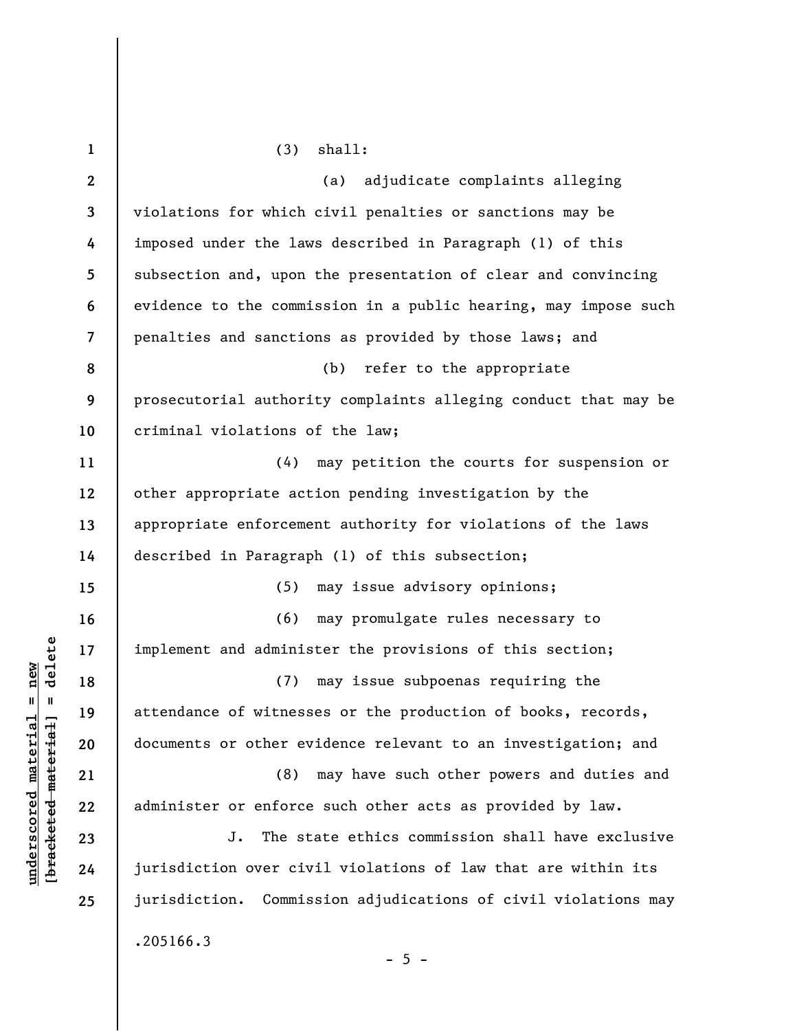(3) shall:

(a) adjudicate complaints alleging violations for which civil penalties or sanctions may be imposed under the laws described in Paragraph (1) of this subsection and, upon the presentation of clear and convincing evidence to the commission in a public hearing, may impose such penalties and sanctions as provided by those laws; and

(b) refer to the appropriate prosecutorial authority complaints alleging conduct that may be criminal violations of the law;

(4) may petition the courts for suspension or other appropriate action pending investigation by the appropriate enforcement authority for violations of the laws described in Paragraph (1) of this subsection;

(5) may issue advisory opinions;

(6) may promulgate rules necessary to implement and administer the provisions of this section;

(7) may issue subpoenas requiring the attendance of witnesses or the production of books, records, documents or other evidence relevant to an investigation; and

(8) may have such other powers and duties and administer or enforce such other acts as provided by law.

J. The state ethics commission shall have exclusive jurisdiction over civil violations of law that are within its jurisdiction. Commission adjudications of civil violations may

.205166.3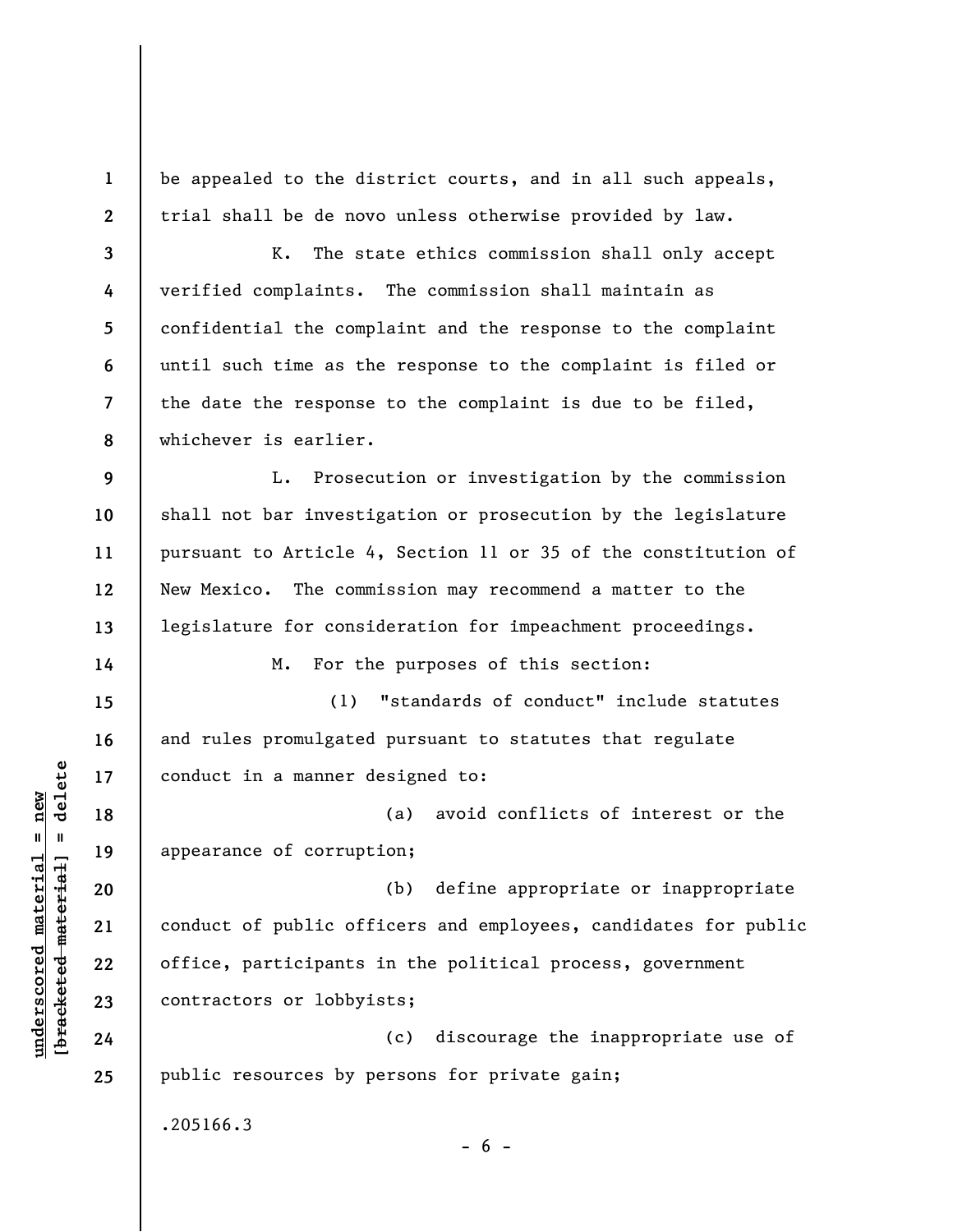be appealed to the district courts, and in all such appeals, trial shall be de novo unless otherwise provided by law.

K. The state ethics commission shall only accept verified complaints. The commission shall maintain as confidential the complaint and the response to the complaint until such time as the response to the complaint is filed or the date the response to the complaint is due to be filed, whichever is earlier.

L. Prosecution or investigation by the commission shall not bar investigation or prosecution by the legislature pursuant to Article 4, Section 11 or 35 of the constitution of New Mexico. The commission may recommend a matter to the legislature for consideration for impeachment proceedings.

M. For the purposes of this section:

(1) "standards of conduct" include statutes and rules promulgated pursuant to statutes that regulate conduct in a manner designed to:

(a) avoid conflicts of interest or the appearance of corruption;

(b) define appropriate or inappropriate conduct of public officers and employees, candidates for public office, participants in the political process, government contractors or lobbyists;

(c) discourage the inappropriate use of public resources by persons for private gain;

.205166.3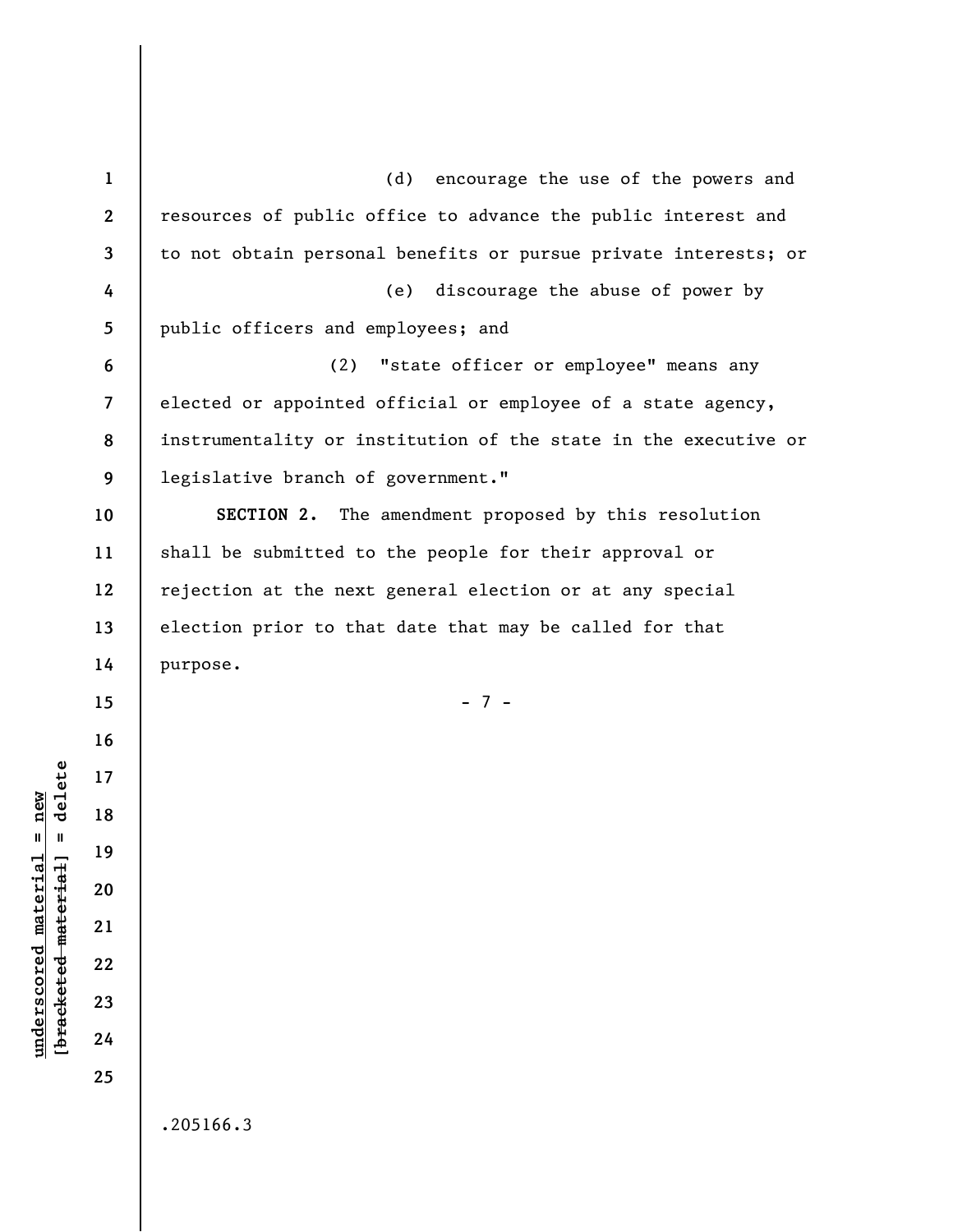(d) encourage the use of the powers and resources of public office to advance the public interest and to not obtain personal benefits or pursue private interests; or

(e) discourage the abuse of power by public officers and employees; and

(2) "state officer or employee" means any elected or appointed official or employee of a state agency, instrumentality or institution of the state in the executive or legislative branch of government."

**SECTION 2.** The amendment proposed by this resolution shall be submitted to the people for their approval or rejection at the next general election or at any special election prior to that date that may be called for that purpose.

.205166.3